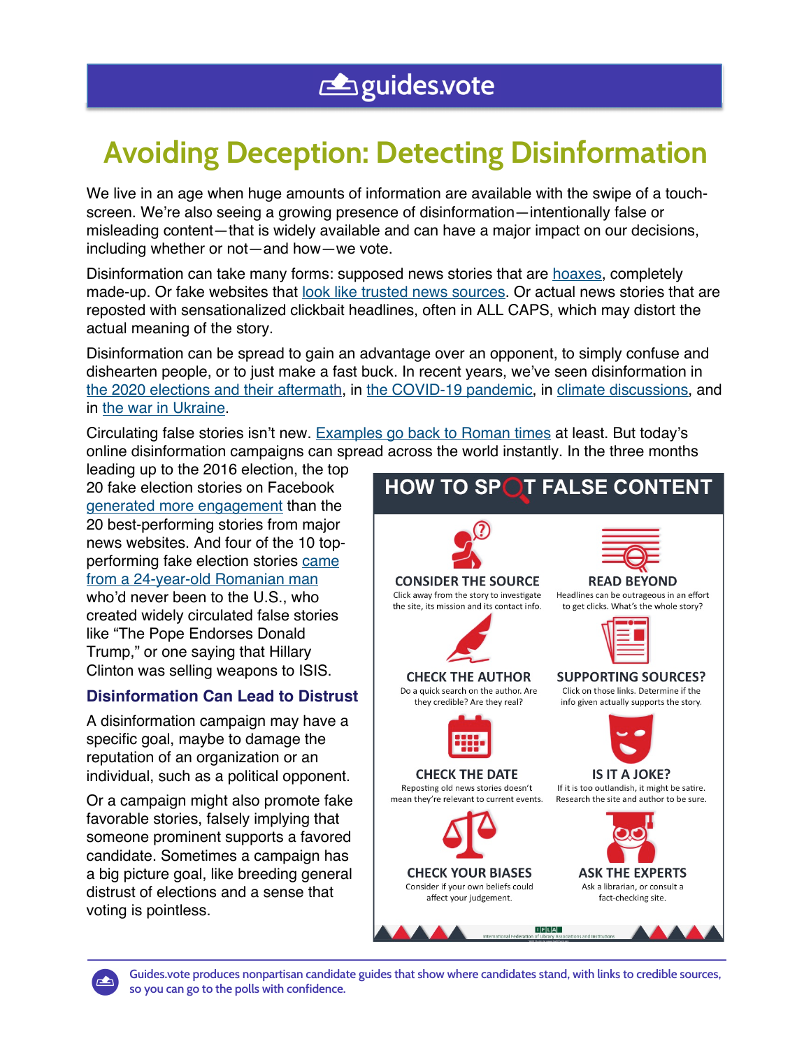guides.vote

# Avoiding Deception: Detecting Disinformation

We live in an age when huge amounts of information are available with the swipe of a touch-screen. We're also seeing a growing presence of disinformation—intentionally false or misleading content—that is widely available and can have a major impact on our decisions, including whether or not—and how—we vote.

Disinformation can take many forms: supposed news stories that are hoaxes, completely made-up. Or fake websites that look like trusted news sources. Or actual news stories that are reposted with sensationalized clickbait headlines, often in ALL CAPS, which may distort the actual meaning of the story.

Disinformation can be spread to gain an advantage over an opponent, to simply confuse and dishearten people, or to just make a fast buck. In recent years, we've seen disinformation in the 2020 elections and their aftermath, in the COVID-19 pandemic, in climate discussions, and in the war in Ukraine.

Circulating false stories isn't new. Examples go back to Roman times at least. But today's online disinformation campaigns can spread across the world instantly. In the three months leading up to the 2016 election, the top 20 fake election stories on Facebook generated more engagement than the 20 best-performing stories from major news websites. And four of the 10 top-performing fake election stories came from a 24-year-old Romanian man who'd never been to the U.S., who created widely circulated false stories like "The Pope Endorses Donald Trump," or one saying that Hillary Clinton was selling weapons to ISIS.

## Disinformation Can Lead to Distrust

A disinformation campaign may have a specific goal, maybe to damage the reputation of an organization or an individual, such as a political opponent.

Or a campaign might also promote fake favorable stories, falsely implying that someone prominent supports a favored candidate. Sometimes a campaign has a big picture goal, like breeding general distrust of elections and a sense that voting is pointless.

## HOW TO SPOT FALSE CONTENT

**CONSIDER THE SOURCE**
Click away from the story to investigate the site, its mission and its contact info.

**READ BEYOND**
Headlines can be outrageous in an effort to get clicks. What's the whole story?

**CHECK THE AUTHOR**
Do a quick search on the author. Are they credible? Are they real?

**SUPPORTING SOURCES?**
Click on those links. Determine if the info given actually supports the story.

**CHECK THE DATE**
Reposting old news stories doesn't mean they're relevant to current events.

**IS IT A JOKE?**
If it is too outlandish, it might be satire. Research the site and author to be sure.

**CHECK YOUR BIASES**
Consider if your own beliefs could affect your judgement.

**ASK THE EXPERTS**
Ask a librarian, or consult a fact-checking site.

IFLA – International Federation of Library Associations and Institutions

Guides.vote produces nonpartisan candidate guides that show where candidates stand, with links to credible sources, so you can go to the polls with confidence.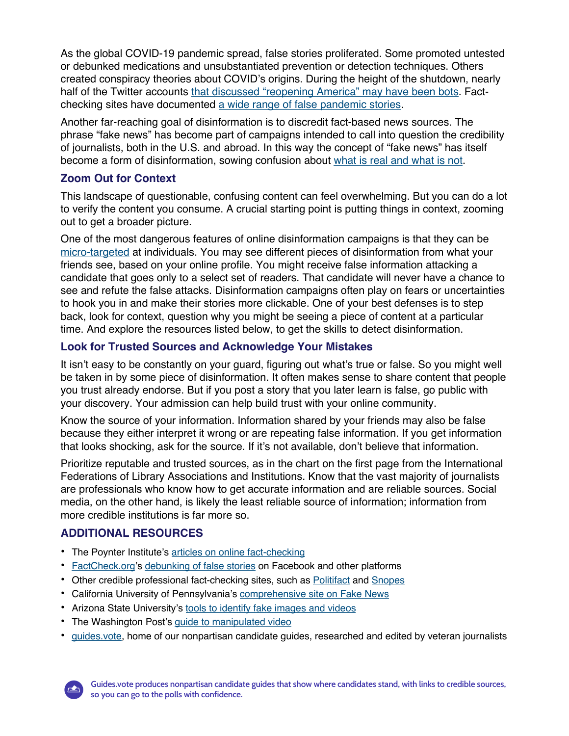As the global COVID-19 pandemic spread, false stories proliferated. Some promoted untested or debunked medications and unsubstantiated prevention or detection techniques. Others created conspiracy theories about COVID's origins. During the height of the shutdown, nearly half of the Twitter accounts [that discussed "reopening America" may have been bots](). Fact-checking sites have documented [a wide range of false pandemic stories]().

Another far-reaching goal of disinformation is to discredit fact-based news sources. The phrase "fake news" has become part of campaigns intended to call into question the credibility of journalists, both in the U.S. and abroad. In this way the concept of "fake news" has itself become a form of disinformation, sowing confusion about [what is real and what is not]().

### Zoom Out for Context

This landscape of questionable, confusing content can feel overwhelming. But you can do a lot to verify the content you consume. A crucial starting point is putting things in context, zooming out to get a broader picture.

One of the most dangerous features of online disinformation campaigns is that they can be [micro-targeted]() at individuals. You may see different pieces of disinformation from what your friends see, based on your online profile. You might receive false information attacking a candidate that goes only to a select set of readers. That candidate will never have a chance to see and refute the false attacks. Disinformation campaigns often play on fears or uncertainties to hook you in and make their stories more clickable. One of your best defenses is to step back, look for context, question why you might be seeing a piece of content at a particular time. And explore the resources listed below, to get the skills to detect disinformation.

### Look for Trusted Sources and Acknowledge Your Mistakes

It isn't easy to be constantly on your guard, figuring out what's true or false. So you might well be taken in by some piece of disinformation. It often makes sense to share content that people you trust already endorse. But if you post a story that you later learn is false, go public with your discovery. Your admission can help build trust with your online community.

Know the source of your information. Information shared by your friends may also be false because they either interpret it wrong or are repeating false information. If you get information that looks shocking, ask for the source. If it's not available, don't believe that information.

Prioritize reputable and trusted sources, as in the chart on the first page from the International Federations of Library Associations and Institutions. Know that the vast majority of journalists are professionals who know how to get accurate information and are reliable sources. Social media, on the other hand, is likely the least reliable source of information; information from more credible institutions is far more so.

### ADDITIONAL RESOURCES

- The Poynter Institute's [articles on online fact-checking]()
- [FactCheck.org]()'s [debunking of false stories]() on Facebook and other platforms
- Other credible professional fact-checking sites, such as [Politifact]() and [Snopes]()
- California University of Pennsylvania's [comprehensive site on Fake News]()
- Arizona State University's [tools to identify fake images and videos]()
- The Washington Post's [guide to manipulated video]()
- [guides.vote](), home of our nonpartisan candidate guides, researched and edited by veteran journalists

**Guides.vote produces nonpartisan candidate guides that show where candidates stand, with links to credible sources, so you can go to the polls with confidence.**